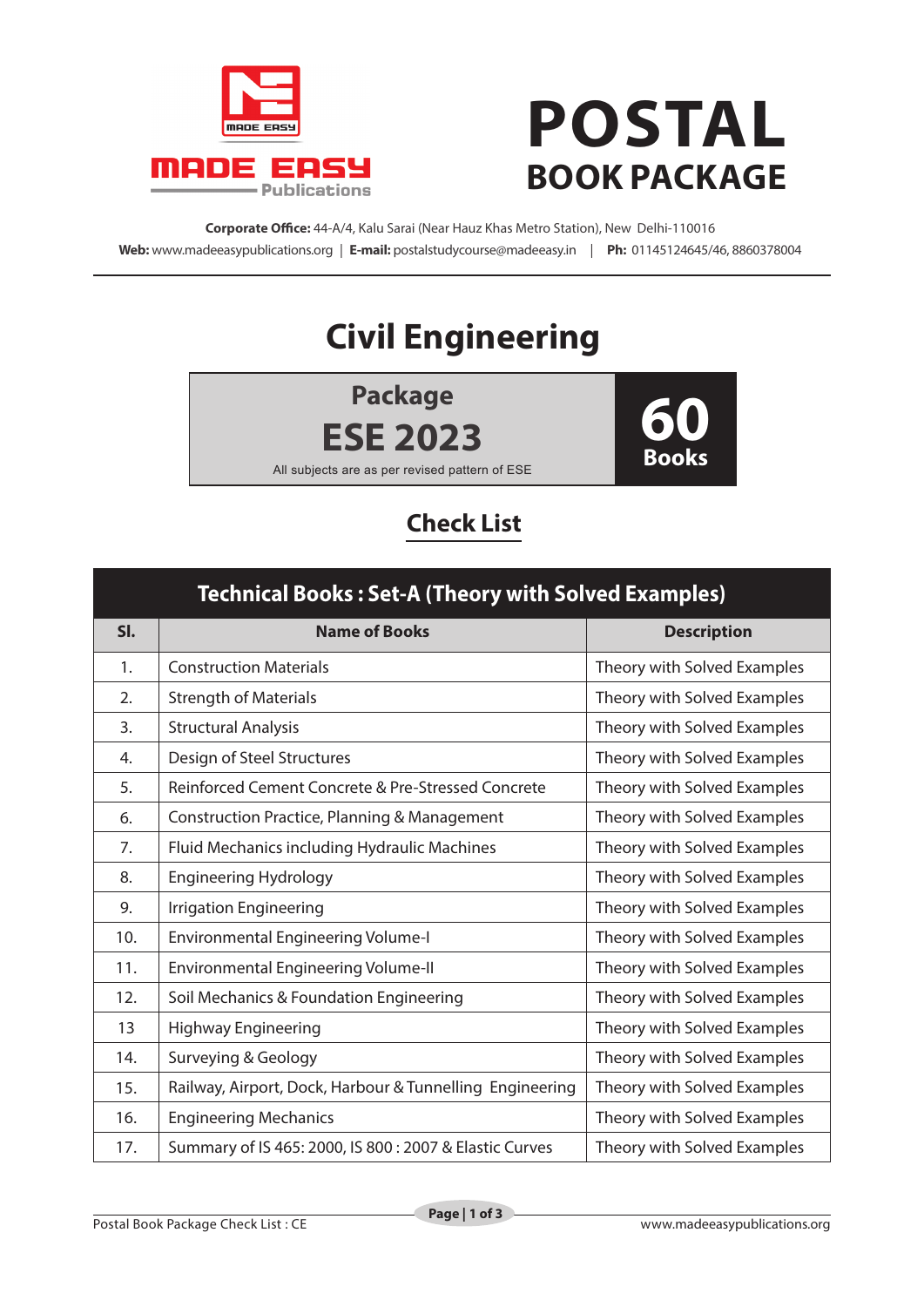MADE EASY Publications

# POSTAL
## BOOK PACKAGE

**Corporate Office:** 44-A/4, Kalu Sarai (Near Hauz Khas Metro Station), New Delhi-110016
**Web:** www.madeeasypublications.org | **E-mail:** postalstudycourse@madeeasy.in | **Ph:** 01145124645/46, 8860378004

# Civil Engineering

**Package**
**ESE 2023**
All subjects are as per revised pattern of ESE

**60 Books**

## Check List

**Technical Books : Set-A (Theory with Solved Examples)**

| Sl. | Name of Books | Description |
|---|---|---|
| 1. | Construction Materials | Theory with Solved Examples |
| 2. | Strength of Materials | Theory with Solved Examples |
| 3. | Structural Analysis | Theory with Solved Examples |
| 4. | Design of Steel Structures | Theory with Solved Examples |
| 5. | Reinforced Cement Concrete & Pre-Stressed Concrete | Theory with Solved Examples |
| 6. | Construction Practice, Planning & Management | Theory with Solved Examples |
| 7. | Fluid Mechanics including Hydraulic Machines | Theory with Solved Examples |
| 8. | Engineering Hydrology | Theory with Solved Examples |
| 9. | Irrigation Engineering | Theory with Solved Examples |
| 10. | Environmental Engineering Volume-I | Theory with Solved Examples |
| 11. | Environmental Engineering Volume-II | Theory with Solved Examples |
| 12. | Soil Mechanics & Foundation Engineering | Theory with Solved Examples |
| 13 | Highway Engineering | Theory with Solved Examples |
| 14. | Surveying & Geology | Theory with Solved Examples |
| 15. | Railway, Airport, Dock, Harbour & Tunnelling Engineering | Theory with Solved Examples |
| 16. | Engineering Mechanics | Theory with Solved Examples |
| 17. | Summary of IS 465: 2000, IS 800 : 2007 & Elastic Curves | Theory with Solved Examples |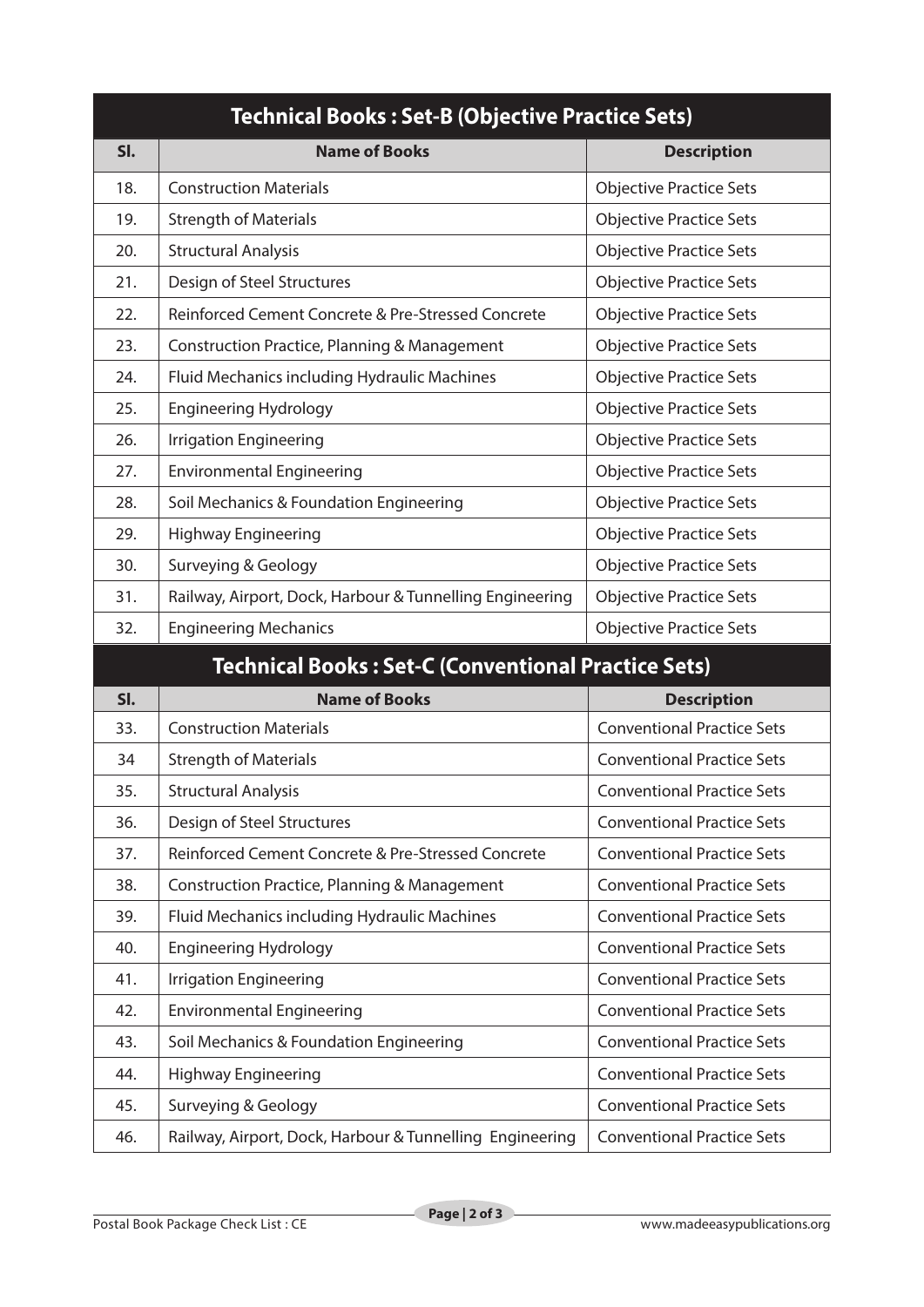## Technical Books : Set-B (Objective Practice Sets)

| Sl. | Name of Books | Description |
|---|---|---|
| 18. | Construction Materials | Objective Practice Sets |
| 19. | Strength of Materials | Objective Practice Sets |
| 20. | Structural Analysis | Objective Practice Sets |
| 21. | Design of Steel Structures | Objective Practice Sets |
| 22. | Reinforced Cement Concrete & Pre-Stressed Concrete | Objective Practice Sets |
| 23. | Construction Practice, Planning & Management | Objective Practice Sets |
| 24. | Fluid Mechanics including Hydraulic Machines | Objective Practice Sets |
| 25. | Engineering Hydrology | Objective Practice Sets |
| 26. | Irrigation Engineering | Objective Practice Sets |
| 27. | Environmental Engineering | Objective Practice Sets |
| 28. | Soil Mechanics & Foundation Engineering | Objective Practice Sets |
| 29. | Highway Engineering | Objective Practice Sets |
| 30. | Surveying & Geology | Objective Practice Sets |
| 31. | Railway, Airport, Dock, Harbour & Tunnelling Engineering | Objective Practice Sets |
| 32. | Engineering Mechanics | Objective Practice Sets |

## Technical Books : Set-C (Conventional Practice Sets)

| Sl. | Name of Books | Description |
|---|---|---|
| 33. | Construction Materials | Conventional Practice Sets |
| 34 | Strength of Materials | Conventional Practice Sets |
| 35. | Structural Analysis | Conventional Practice Sets |
| 36. | Design of Steel Structures | Conventional Practice Sets |
| 37. | Reinforced Cement Concrete & Pre-Stressed Concrete | Conventional Practice Sets |
| 38. | Construction Practice, Planning & Management | Conventional Practice Sets |
| 39. | Fluid Mechanics including Hydraulic Machines | Conventional Practice Sets |
| 40. | Engineering Hydrology | Conventional Practice Sets |
| 41. | Irrigation Engineering | Conventional Practice Sets |
| 42. | Environmental Engineering | Conventional Practice Sets |
| 43. | Soil Mechanics & Foundation Engineering | Conventional Practice Sets |
| 44. | Highway Engineering | Conventional Practice Sets |
| 45. | Surveying & Geology | Conventional Practice Sets |
| 46. | Railway, Airport, Dock, Harbour & Tunnelling Engineering | Conventional Practice Sets |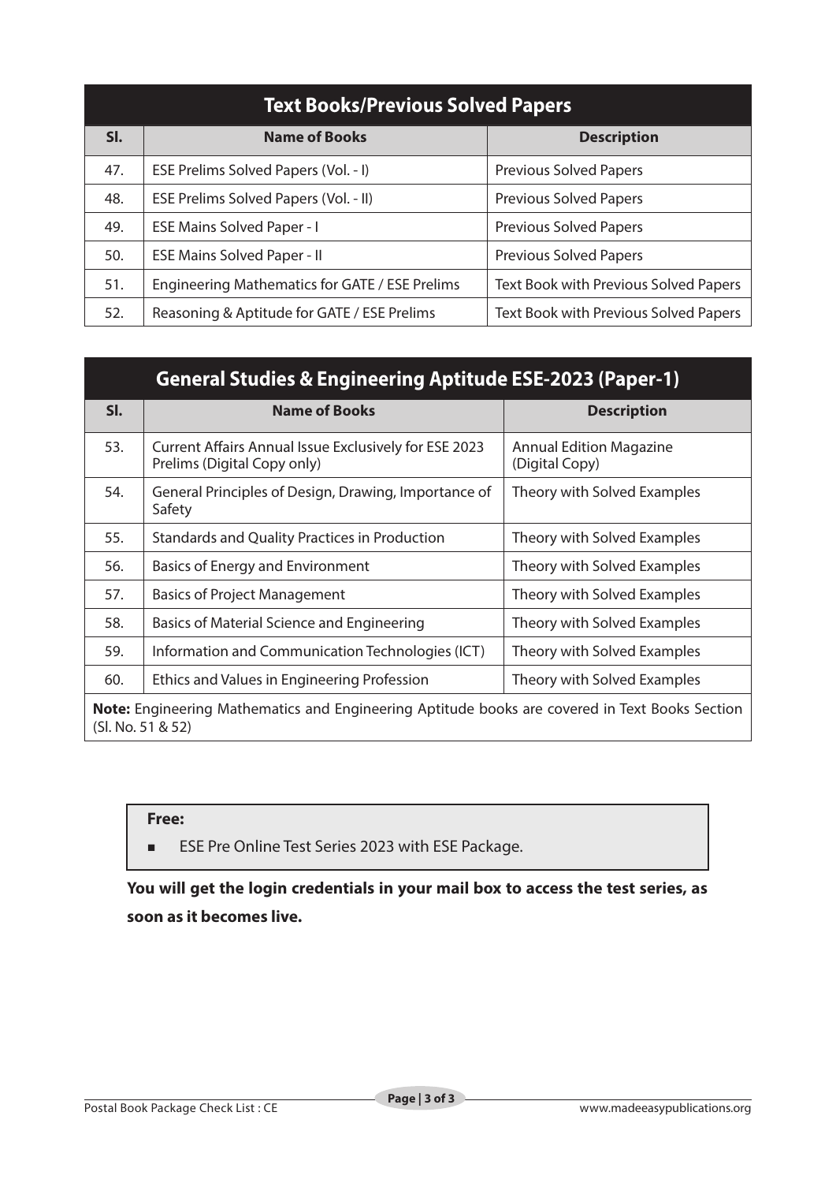## Text Books/Previous Solved Papers

| Sl. | Name of Books | Description |
|---|---|---|
| 47. | ESE Prelims Solved Papers (Vol. - I) | Previous Solved Papers |
| 48. | ESE Prelims Solved Papers (Vol. - II) | Previous Solved Papers |
| 49. | ESE Mains Solved Paper - I | Previous Solved Papers |
| 50. | ESE Mains Solved Paper - II | Previous Solved Papers |
| 51. | Engineering Mathematics for GATE / ESE Prelims | Text Book with Previous Solved Papers |
| 52. | Reasoning & Aptitude for GATE / ESE Prelims | Text Book with Previous Solved Papers |

## General Studies & Engineering Aptitude ESE-2023 (Paper-1)

| Sl. | Name of Books | Description |
|---|---|---|
| 53. | Current Affairs Annual Issue Exclusively for ESE 2023 Prelims (Digital Copy only) | Annual Edition Magazine (Digital Copy) |
| 54. | General Principles of Design, Drawing, Importance of Safety | Theory with Solved Examples |
| 55. | Standards and Quality Practices in Production | Theory with Solved Examples |
| 56. | Basics of Energy and Environment | Theory with Solved Examples |
| 57. | Basics of Project Management | Theory with Solved Examples |
| 58. | Basics of Material Science and Engineering | Theory with Solved Examples |
| 59. | Information and Communication Technologies (ICT) | Theory with Solved Examples |
| 60. | Ethics and Values in Engineering Profession | Theory with Solved Examples |

**Note:** Engineering Mathematics and Engineering Aptitude books are covered in Text Books Section (Sl. No. 51 & 52)

**Free:**

- ESE Pre Online Test Series 2023 with ESE Package.

**You will get the login credentials in your mail box to access the test series, as soon as it becomes live.**